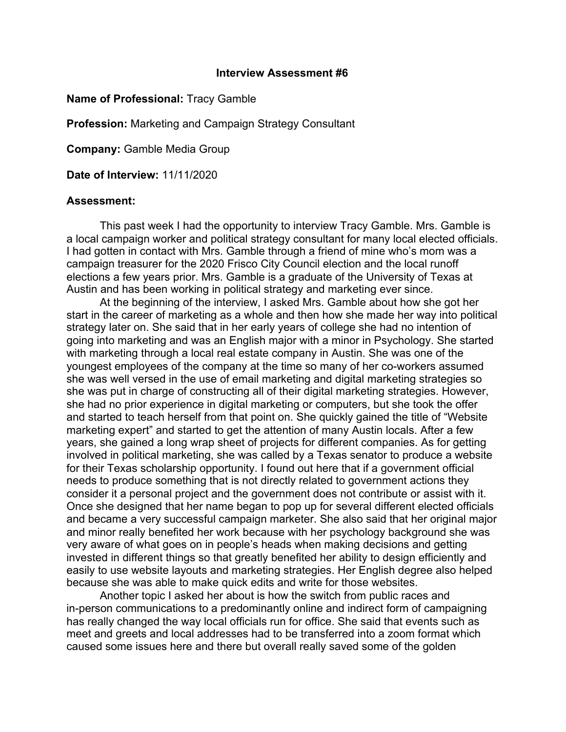# Interview Assessment #6

**Name of Professional:** Tracy Gamble

**Profession:** Marketing and Campaign Strategy Consultant

**Company:** Gamble Media Group

**Date of Interview:** 11/11/2020

**Assessment:**

This past week I had the opportunity to interview Tracy Gamble. Mrs. Gamble is a local campaign worker and political strategy consultant for many local elected officials. I had gotten in contact with Mrs. Gamble through a friend of mine who's mom was a campaign treasurer for the 2020 Frisco City Council election and the local runoff elections a few years prior. Mrs. Gamble is a graduate of the University of Texas at Austin and has been working in political strategy and marketing ever since.

At the beginning of the interview, I asked Mrs. Gamble about how she got her start in the career of marketing as a whole and then how she made her way into political strategy later on. She said that in her early years of college she had no intention of going into marketing and was an English major with a minor in Psychology. She started with marketing through a local real estate company in Austin. She was one of the youngest employees of the company at the time so many of her co-workers assumed she was well versed in the use of email marketing and digital marketing strategies so she was put in charge of constructing all of their digital marketing strategies. However, she had no prior experience in digital marketing or computers, but she took the offer and started to teach herself from that point on. She quickly gained the title of "Website marketing expert" and started to get the attention of many Austin locals. After a few years, she gained a long wrap sheet of projects for different companies. As for getting involved in political marketing, she was called by a Texas senator to produce a website for their Texas scholarship opportunity. I found out here that if a government official needs to produce something that is not directly related to government actions they consider it a personal project and the government does not contribute or assist with it. Once she designed that her name began to pop up for several different elected officials and became a very successful campaign marketer. She also said that her original major and minor really benefited her work because with her psychology background she was very aware of what goes on in people's heads when making decisions and getting invested in different things so that greatly benefited her ability to design efficiently and easily to use website layouts and marketing strategies. Her English degree also helped because she was able to make quick edits and write for those websites.

Another topic I asked her about is how the switch from public races and in-person communications to a predominantly online and indirect form of campaigning has really changed the way local officials run for office. She said that events such as meet and greets and local addresses had to be transferred into a zoom format which caused some issues here and there but overall really saved some of the golden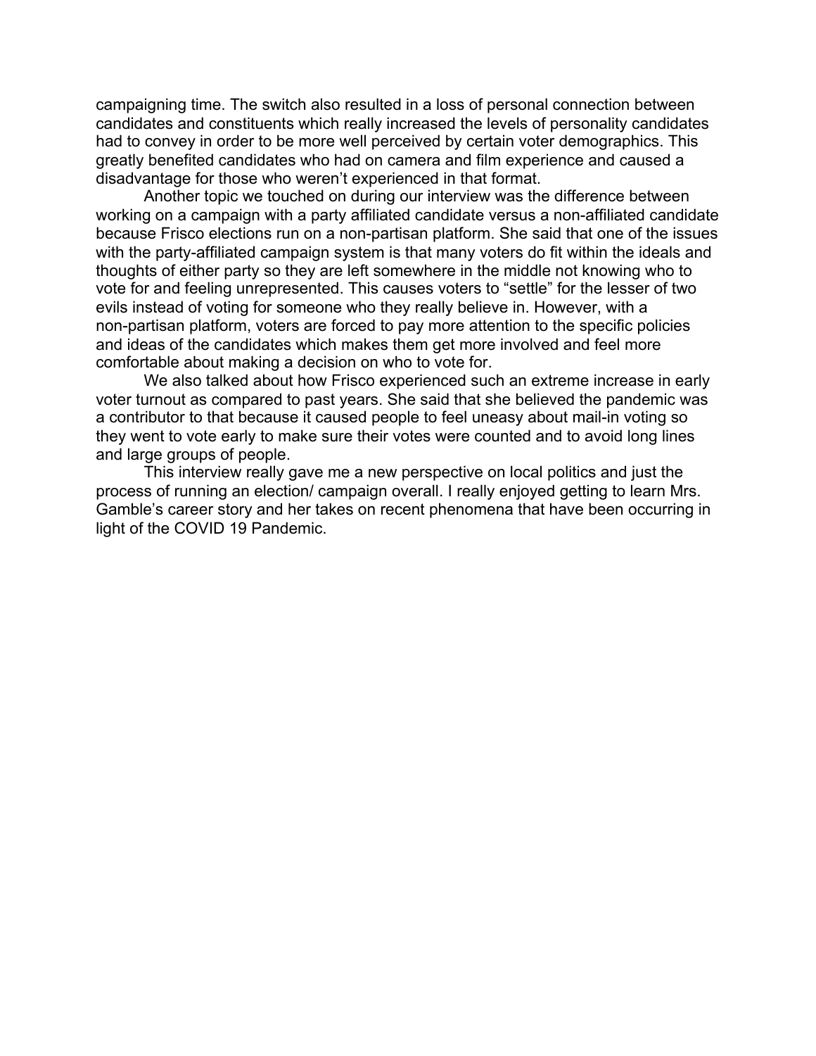campaigning time. The switch also resulted in a loss of personal connection between candidates and constituents which really increased the levels of personality candidates had to convey in order to be more well perceived by certain voter demographics. This greatly benefited candidates who had on camera and film experience and caused a disadvantage for those who weren't experienced in that format.

Another topic we touched on during our interview was the difference between working on a campaign with a party affiliated candidate versus a non-affiliated candidate because Frisco elections run on a non-partisan platform. She said that one of the issues with the party-affiliated campaign system is that many voters do fit within the ideals and thoughts of either party so they are left somewhere in the middle not knowing who to vote for and feeling unrepresented. This causes voters to "settle" for the lesser of two evils instead of voting for someone who they really believe in. However, with a non-partisan platform, voters are forced to pay more attention to the specific policies and ideas of the candidates which makes them get more involved and feel more comfortable about making a decision on who to vote for.

We also talked about how Frisco experienced such an extreme increase in early voter turnout as compared to past years. She said that she believed the pandemic was a contributor to that because it caused people to feel uneasy about mail-in voting so they went to vote early to make sure their votes were counted and to avoid long lines and large groups of people.

This interview really gave me a new perspective on local politics and just the process of running an election/ campaign overall. I really enjoyed getting to learn Mrs. Gamble's career story and her takes on recent phenomena that have been occurring in light of the COVID 19 Pandemic.